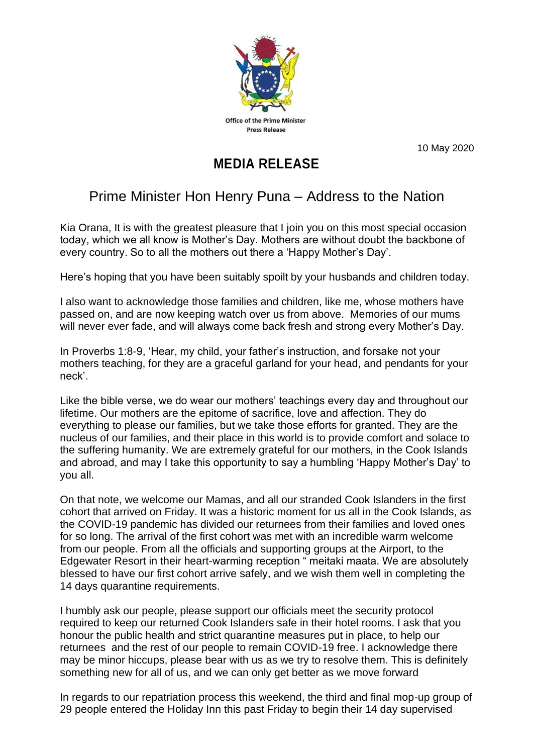Office of the Prime Minister
Press Release

10 May 2020

# MEDIA RELEASE

## Prime Minister Hon Henry Puna – Address to the Nation

Kia Orana, It is with the greatest pleasure that I join you on this most special occasion today, which we all know is Mother's Day. Mothers are without doubt the backbone of every country. So to all the mothers out there a 'Happy Mother's Day'.

Here's hoping that you have been suitably spoilt by your husbands and children today.

I also want to acknowledge those families and children, like me, whose mothers have passed on, and are now keeping watch over us from above. Memories of our mums will never ever fade, and will always come back fresh and strong every Mother's Day.

In Proverbs 1:8-9, 'Hear, my child, your father's instruction, and forsake not your mothers teaching, for they are a graceful garland for your head, and pendants for your neck'.

Like the bible verse, we do wear our mothers' teachings every day and throughout our lifetime. Our mothers are the epitome of sacrifice, love and affection. They do everything to please our families, but we take those efforts for granted. They are the nucleus of our families, and their place in this world is to provide comfort and solace to the suffering humanity. We are extremely grateful for our mothers, in the Cook Islands and abroad, and may I take this opportunity to say a humbling 'Happy Mother's Day' to you all.

On that note, we welcome our Mamas, and all our stranded Cook Islanders in the first cohort that arrived on Friday. It was a historic moment for us all in the Cook Islands, as the COVID-19 pandemic has divided our returnees from their families and loved ones for so long. The arrival of the first cohort was met with an incredible warm welcome from our people. From all the officials and supporting groups at the Airport, to the Edgewater Resort in their heart-warming reception " meitaki maata. We are absolutely blessed to have our first cohort arrive safely, and we wish them well in completing the 14 days quarantine requirements.

I humbly ask our people, please support our officials meet the security protocol required to keep our returned Cook Islanders safe in their hotel rooms. I ask that you honour the public health and strict quarantine measures put in place, to help our returnees and the rest of our people to remain COVID-19 free. I acknowledge there may be minor hiccups, please bear with us as we try to resolve them. This is definitely something new for all of us, and we can only get better as we move forward

In regards to our repatriation process this weekend, the third and final mop-up group of 29 people entered the Holiday Inn this past Friday to begin their 14 day supervised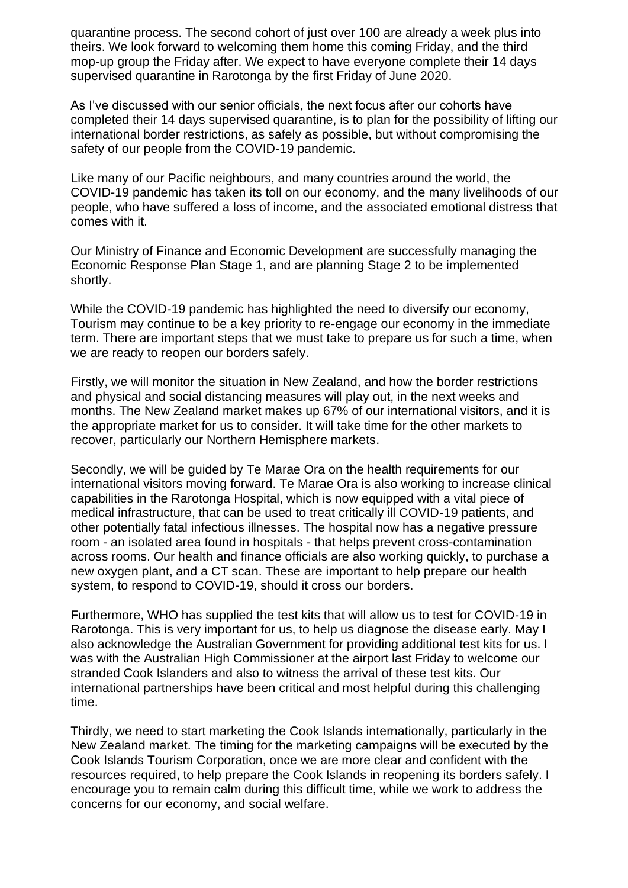quarantine process. The second cohort of just over 100 are already a week plus into theirs. We look forward to welcoming them home this coming Friday, and the third mop-up group the Friday after. We expect to have everyone complete their 14 days supervised quarantine in Rarotonga by the first Friday of June 2020.

As I've discussed with our senior officials, the next focus after our cohorts have completed their 14 days supervised quarantine, is to plan for the possibility of lifting our international border restrictions, as safely as possible, but without compromising the safety of our people from the COVID-19 pandemic.

Like many of our Pacific neighbours, and many countries around the world, the COVID-19 pandemic has taken its toll on our economy, and the many livelihoods of our people, who have suffered a loss of income, and the associated emotional distress that comes with it.

Our Ministry of Finance and Economic Development are successfully managing the Economic Response Plan Stage 1, and are planning Stage 2 to be implemented shortly.

While the COVID-19 pandemic has highlighted the need to diversify our economy, Tourism may continue to be a key priority to re-engage our economy in the immediate term. There are important steps that we must take to prepare us for such a time, when we are ready to reopen our borders safely.

Firstly, we will monitor the situation in New Zealand, and how the border restrictions and physical and social distancing measures will play out, in the next weeks and months. The New Zealand market makes up 67% of our international visitors, and it is the appropriate market for us to consider. It will take time for the other markets to recover, particularly our Northern Hemisphere markets.

Secondly, we will be guided by Te Marae Ora on the health requirements for our international visitors moving forward. Te Marae Ora is also working to increase clinical capabilities in the Rarotonga Hospital, which is now equipped with a vital piece of medical infrastructure, that can be used to treat critically ill COVID-19 patients, and other potentially fatal infectious illnesses. The hospital now has a negative pressure room - an isolated area found in hospitals - that helps prevent cross-contamination across rooms. Our health and finance officials are also working quickly, to purchase a new oxygen plant, and a CT scan. These are important to help prepare our health system, to respond to COVID-19, should it cross our borders.

Furthermore, WHO has supplied the test kits that will allow us to test for COVID-19 in Rarotonga. This is very important for us, to help us diagnose the disease early. May I also acknowledge the Australian Government for providing additional test kits for us. I was with the Australian High Commissioner at the airport last Friday to welcome our stranded Cook Islanders and also to witness the arrival of these test kits. Our international partnerships have been critical and most helpful during this challenging time.

Thirdly, we need to start marketing the Cook Islands internationally, particularly in the New Zealand market. The timing for the marketing campaigns will be executed by the Cook Islands Tourism Corporation, once we are more clear and confident with the resources required, to help prepare the Cook Islands in reopening its borders safely. I encourage you to remain calm during this difficult time, while we work to address the concerns for our economy, and social welfare.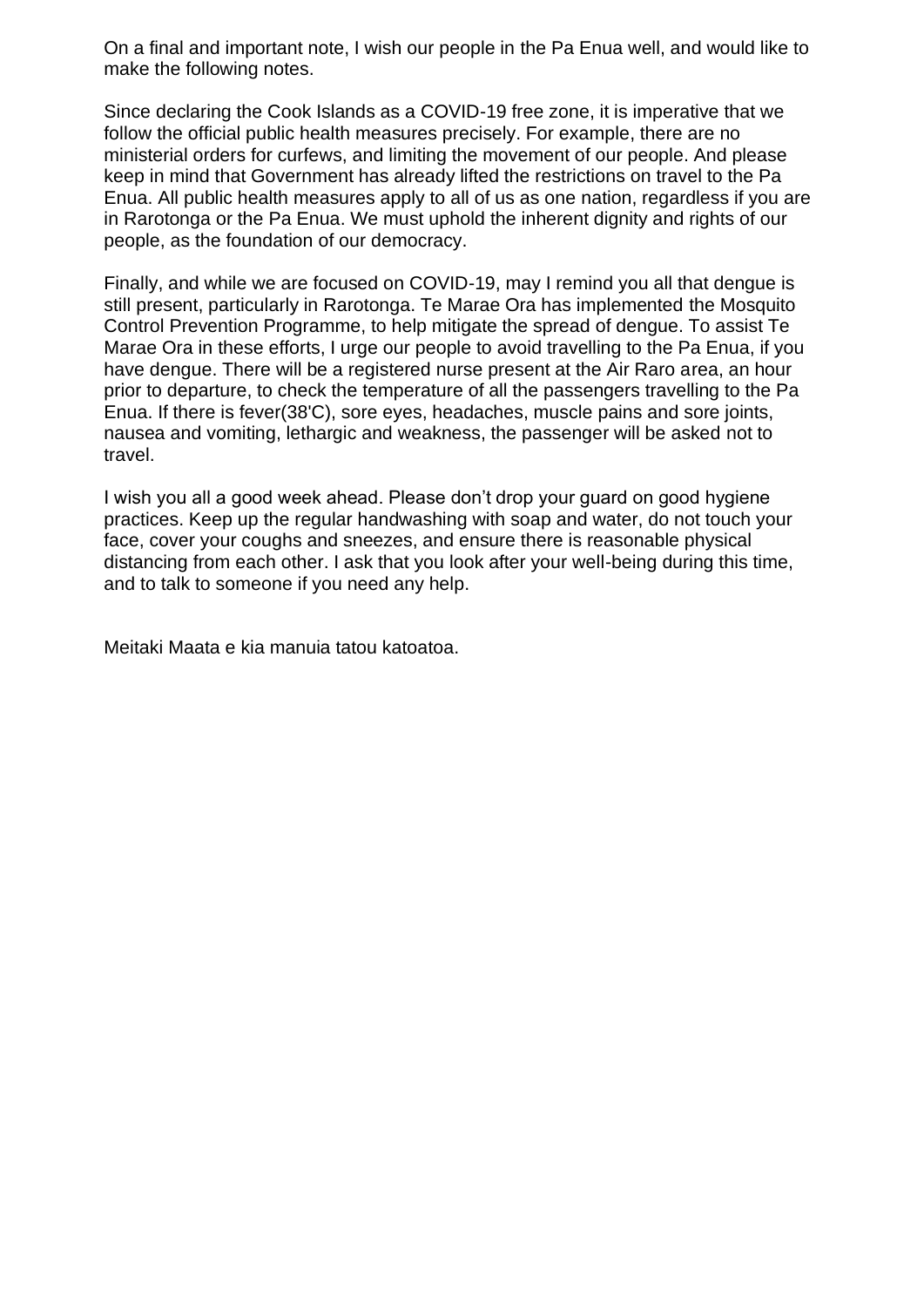On a final and important note, I wish our people in the Pa Enua well, and would like to make the following notes.

Since declaring the Cook Islands as a COVID-19 free zone, it is imperative that we follow the official public health measures precisely. For example, there are no ministerial orders for curfews, and limiting the movement of our people. And please keep in mind that Government has already lifted the restrictions on travel to the Pa Enua. All public health measures apply to all of us as one nation, regardless if you are in Rarotonga or the Pa Enua. We must uphold the inherent dignity and rights of our people, as the foundation of our democracy.

Finally, and while we are focused on COVID-19, may I remind you all that dengue is still present, particularly in Rarotonga. Te Marae Ora has implemented the Mosquito Control Prevention Programme, to help mitigate the spread of dengue. To assist Te Marae Ora in these efforts, I urge our people to avoid travelling to the Pa Enua, if you have dengue. There will be a registered nurse present at the Air Raro area, an hour prior to departure, to check the temperature of all the passengers travelling to the Pa Enua. If there is fever(38'C), sore eyes, headaches, muscle pains and sore joints, nausea and vomiting, lethargic and weakness, the passenger will be asked not to travel.

I wish you all a good week ahead. Please don't drop your guard on good hygiene practices. Keep up the regular handwashing with soap and water, do not touch your face, cover your coughs and sneezes, and ensure there is reasonable physical distancing from each other. I ask that you look after your well-being during this time, and to talk to someone if you need any help.

Meitaki Maata e kia manuia tatou katoatoa.